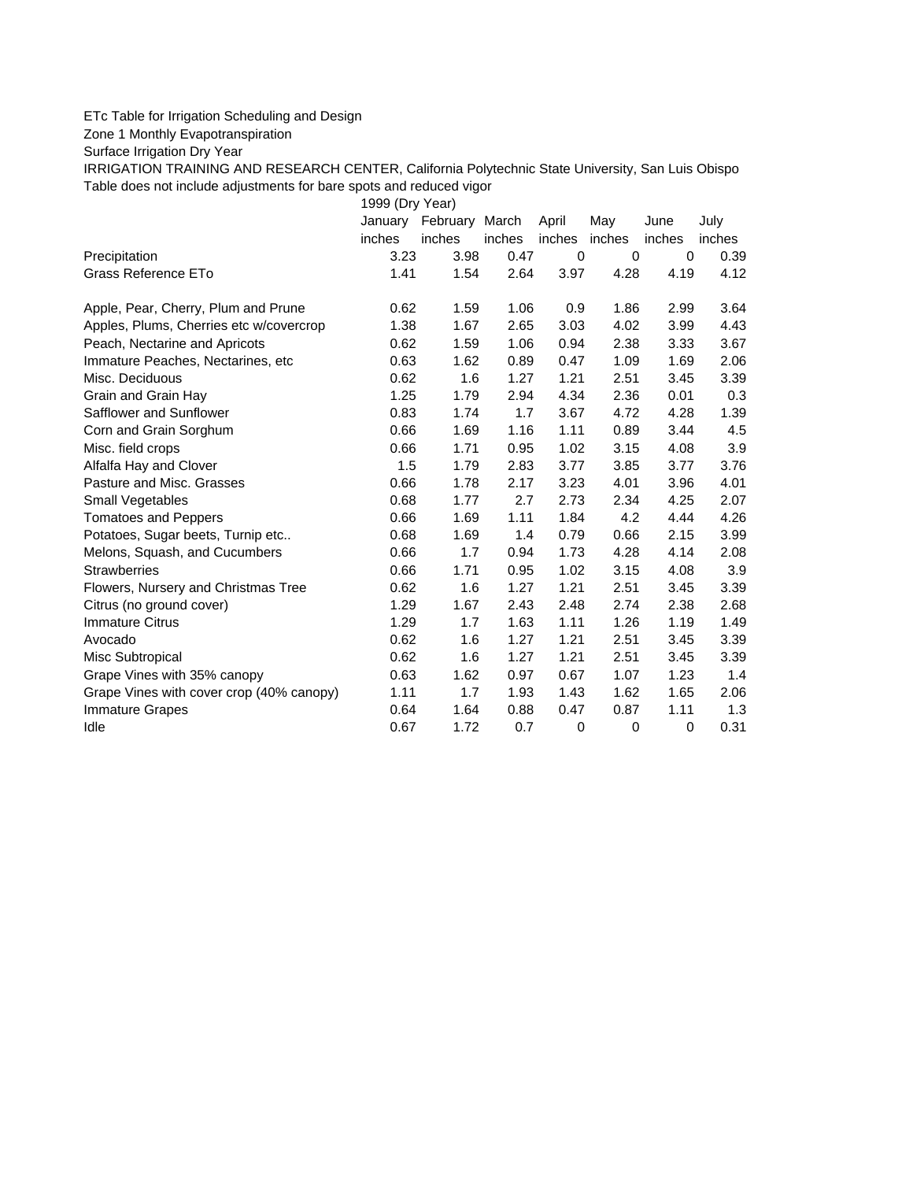ETc Table for Irrigation Scheduling and Design

Zone 1 Monthly Evapotranspiration

Surface Irrigation Dry Year

IRRIGATION TRAINING AND RESEARCH CENTER, California Polytechnic State University, San Luis Obispo

Table does not include adjustments for bare spots and reduced vigor

| | 1999 (Dry Year) | | | | | | |
|---|---|---|---|---|---|---|---|
| | January | February | March | April | May | June | July |
| | inches | inches | inches | inches | inches | inches | inches |
| Precipitation | 3.23 | 3.98 | 0.47 | 0 | 0 | 0 | 0.39 |
| Grass Reference ETo | 1.41 | 1.54 | 2.64 | 3.97 | 4.28 | 4.19 | 4.12 |
| | | | | | | | |
| Apple, Pear, Cherry, Plum and Prune | 0.62 | 1.59 | 1.06 | 0.9 | 1.86 | 2.99 | 3.64 |
| Apples, Plums, Cherries etc w/covercrop | 1.38 | 1.67 | 2.65 | 3.03 | 4.02 | 3.99 | 4.43 |
| Peach, Nectarine and Apricots | 0.62 | 1.59 | 1.06 | 0.94 | 2.38 | 3.33 | 3.67 |
| Immature Peaches, Nectarines, etc | 0.63 | 1.62 | 0.89 | 0.47 | 1.09 | 1.69 | 2.06 |
| Misc. Deciduous | 0.62 | 1.6 | 1.27 | 1.21 | 2.51 | 3.45 | 3.39 |
| Grain and Grain Hay | 1.25 | 1.79 | 2.94 | 4.34 | 2.36 | 0.01 | 0.3 |
| Safflower and Sunflower | 0.83 | 1.74 | 1.7 | 3.67 | 4.72 | 4.28 | 1.39 |
| Corn and Grain Sorghum | 0.66 | 1.69 | 1.16 | 1.11 | 0.89 | 3.44 | 4.5 |
| Misc. field crops | 0.66 | 1.71 | 0.95 | 1.02 | 3.15 | 4.08 | 3.9 |
| Alfalfa Hay and Clover | 1.5 | 1.79 | 2.83 | 3.77 | 3.85 | 3.77 | 3.76 |
| Pasture and Misc. Grasses | 0.66 | 1.78 | 2.17 | 3.23 | 4.01 | 3.96 | 4.01 |
| Small Vegetables | 0.68 | 1.77 | 2.7 | 2.73 | 2.34 | 4.25 | 2.07 |
| Tomatoes and Peppers | 0.66 | 1.69 | 1.11 | 1.84 | 4.2 | 4.44 | 4.26 |
| Potatoes, Sugar beets, Turnip etc.. | 0.68 | 1.69 | 1.4 | 0.79 | 0.66 | 2.15 | 3.99 |
| Melons, Squash, and Cucumbers | 0.66 | 1.7 | 0.94 | 1.73 | 4.28 | 4.14 | 2.08 |
| Strawberries | 0.66 | 1.71 | 0.95 | 1.02 | 3.15 | 4.08 | 3.9 |
| Flowers, Nursery and Christmas Tree | 0.62 | 1.6 | 1.27 | 1.21 | 2.51 | 3.45 | 3.39 |
| Citrus (no ground cover) | 1.29 | 1.67 | 2.43 | 2.48 | 2.74 | 2.38 | 2.68 |
| Immature Citrus | 1.29 | 1.7 | 1.63 | 1.11 | 1.26 | 1.19 | 1.49 |
| Avocado | 0.62 | 1.6 | 1.27 | 1.21 | 2.51 | 3.45 | 3.39 |
| Misc Subtropical | 0.62 | 1.6 | 1.27 | 1.21 | 2.51 | 3.45 | 3.39 |
| Grape Vines with 35% canopy | 0.63 | 1.62 | 0.97 | 0.67 | 1.07 | 1.23 | 1.4 |
| Grape Vines with cover crop (40% canopy) | 1.11 | 1.7 | 1.93 | 1.43 | 1.62 | 1.65 | 2.06 |
| Immature Grapes | 0.64 | 1.64 | 0.88 | 0.47 | 0.87 | 1.11 | 1.3 |
| Idle | 0.67 | 1.72 | 0.7 | 0 | 0 | 0 | 0.31 |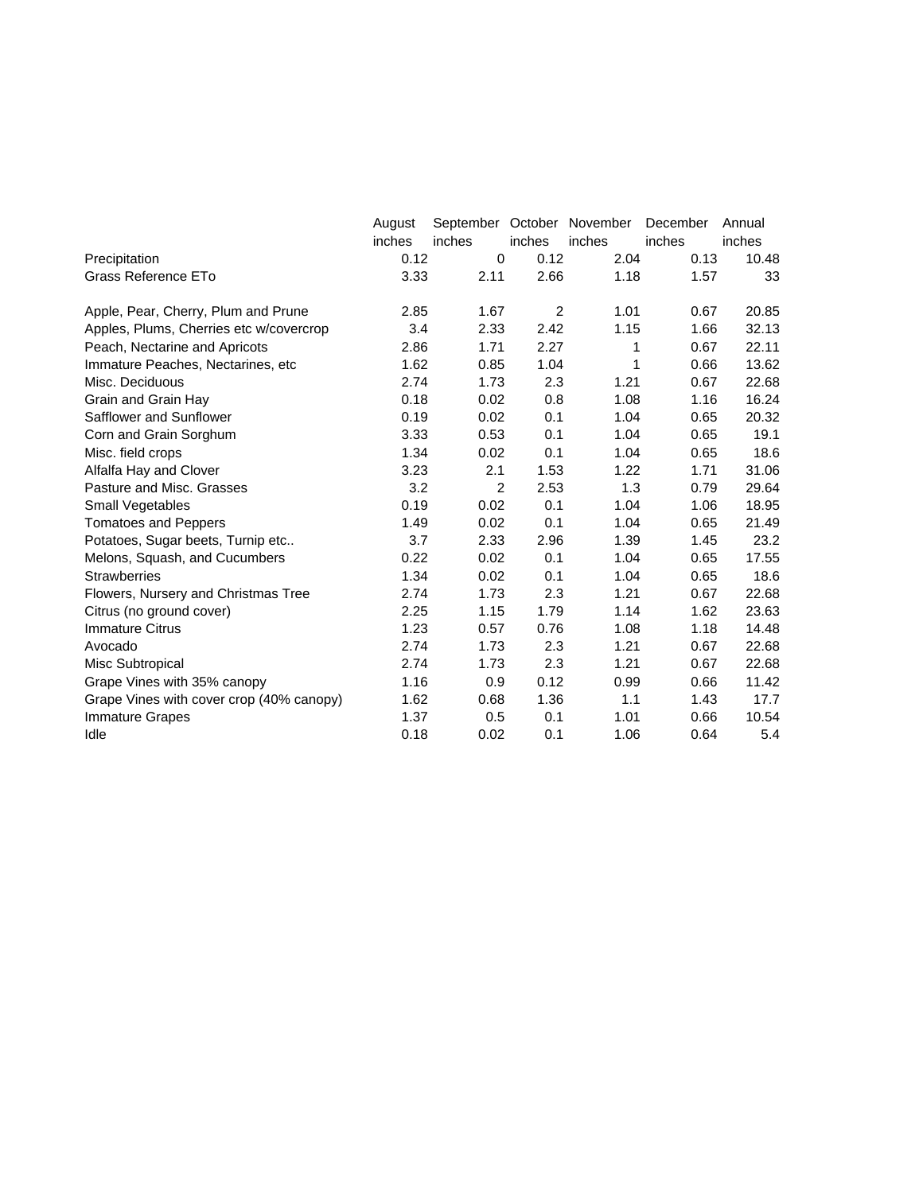| | August inches | September inches | October inches | November inches | December inches | Annual inches |
|---|---|---|---|---|---|---|
| Precipitation | 0.12 | 0 | 0.12 | 2.04 | 0.13 | 10.48 |
| Grass Reference ETo | 3.33 | 2.11 | 2.66 | 1.18 | 1.57 | 33 |
| | | | | | | |
| Apple, Pear, Cherry, Plum and Prune | 2.85 | 1.67 | 2 | 1.01 | 0.67 | 20.85 |
| Apples, Plums, Cherries etc w/covercrop | 3.4 | 2.33 | 2.42 | 1.15 | 1.66 | 32.13 |
| Peach, Nectarine and Apricots | 2.86 | 1.71 | 2.27 | 1 | 0.67 | 22.11 |
| Immature Peaches, Nectarines, etc | 1.62 | 0.85 | 1.04 | 1 | 0.66 | 13.62 |
| Misc. Deciduous | 2.74 | 1.73 | 2.3 | 1.21 | 0.67 | 22.68 |
| Grain and Grain Hay | 0.18 | 0.02 | 0.8 | 1.08 | 1.16 | 16.24 |
| Safflower and Sunflower | 0.19 | 0.02 | 0.1 | 1.04 | 0.65 | 20.32 |
| Corn and Grain Sorghum | 3.33 | 0.53 | 0.1 | 1.04 | 0.65 | 19.1 |
| Misc. field crops | 1.34 | 0.02 | 0.1 | 1.04 | 0.65 | 18.6 |
| Alfalfa Hay and Clover | 3.23 | 2.1 | 1.53 | 1.22 | 1.71 | 31.06 |
| Pasture and Misc. Grasses | 3.2 | 2 | 2.53 | 1.3 | 0.79 | 29.64 |
| Small Vegetables | 0.19 | 0.02 | 0.1 | 1.04 | 1.06 | 18.95 |
| Tomatoes and Peppers | 1.49 | 0.02 | 0.1 | 1.04 | 0.65 | 21.49 |
| Potatoes, Sugar beets, Turnip etc.. | 3.7 | 2.33 | 2.96 | 1.39 | 1.45 | 23.2 |
| Melons, Squash, and Cucumbers | 0.22 | 0.02 | 0.1 | 1.04 | 0.65 | 17.55 |
| Strawberries | 1.34 | 0.02 | 0.1 | 1.04 | 0.65 | 18.6 |
| Flowers, Nursery and Christmas Tree | 2.74 | 1.73 | 2.3 | 1.21 | 0.67 | 22.68 |
| Citrus (no ground cover) | 2.25 | 1.15 | 1.79 | 1.14 | 1.62 | 23.63 |
| Immature Citrus | 1.23 | 0.57 | 0.76 | 1.08 | 1.18 | 14.48 |
| Avocado | 2.74 | 1.73 | 2.3 | 1.21 | 0.67 | 22.68 |
| Misc Subtropical | 2.74 | 1.73 | 2.3 | 1.21 | 0.67 | 22.68 |
| Grape Vines with 35% canopy | 1.16 | 0.9 | 0.12 | 0.99 | 0.66 | 11.42 |
| Grape Vines with cover crop (40% canopy) | 1.62 | 0.68 | 1.36 | 1.1 | 1.43 | 17.7 |
| Immature Grapes | 1.37 | 0.5 | 0.1 | 1.01 | 0.66 | 10.54 |
| Idle | 0.18 | 0.02 | 0.1 | 1.06 | 0.64 | 5.4 |